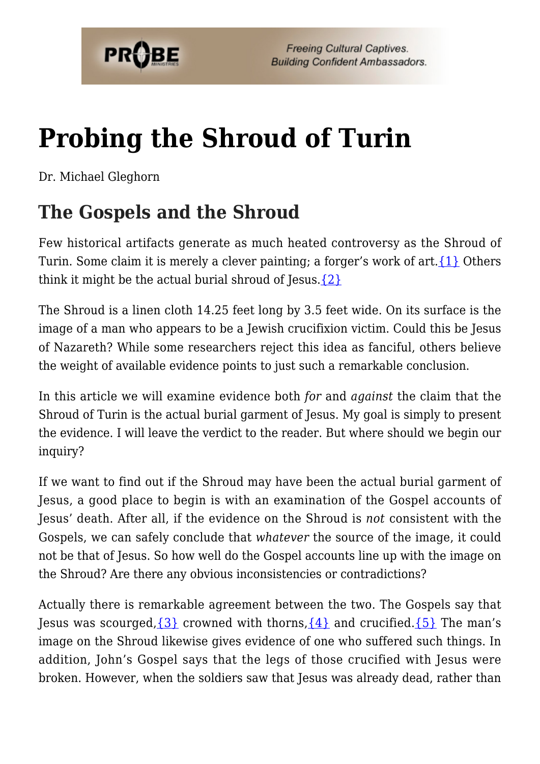# Probing the Shroud of Turin

Dr. Michael Gleghorn

## The Gospels and the Shroud

Few historical artifacts generate as much heated controversy as the Shroud of Turin. Some claim it is merely a clever painting; a forger's work of art.{1} Others think it might be the actual burial shroud of Jesus.{2}

The Shroud is a linen cloth 14.25 feet long by 3.5 feet wide. On its surface is the image of a man who appears to be a Jewish crucifixion victim. Could this be Jesus of Nazareth? While some researchers reject this idea as fanciful, others believe the weight of available evidence points to just such a remarkable conclusion.

In this article we will examine evidence both *for* and *against* the claim that the Shroud of Turin is the actual burial garment of Jesus. My goal is simply to present the evidence. I will leave the verdict to the reader. But where should we begin our inquiry?

If we want to find out if the Shroud may have been the actual burial garment of Jesus, a good place to begin is with an examination of the Gospel accounts of Jesus' death. After all, if the evidence on the Shroud is *not* consistent with the Gospels, we can safely conclude that *whatever* the source of the image, it could not be that of Jesus. So how well do the Gospel accounts line up with the image on the Shroud? Are there any obvious inconsistencies or contradictions?

Actually there is remarkable agreement between the two. The Gospels say that Jesus was scourged,{3} crowned with thorns,{4} and crucified.{5} The man's image on the Shroud likewise gives evidence of one who suffered such things. In addition, John's Gospel says that the legs of those crucified with Jesus were broken. However, when the soldiers saw that Jesus was already dead, rather than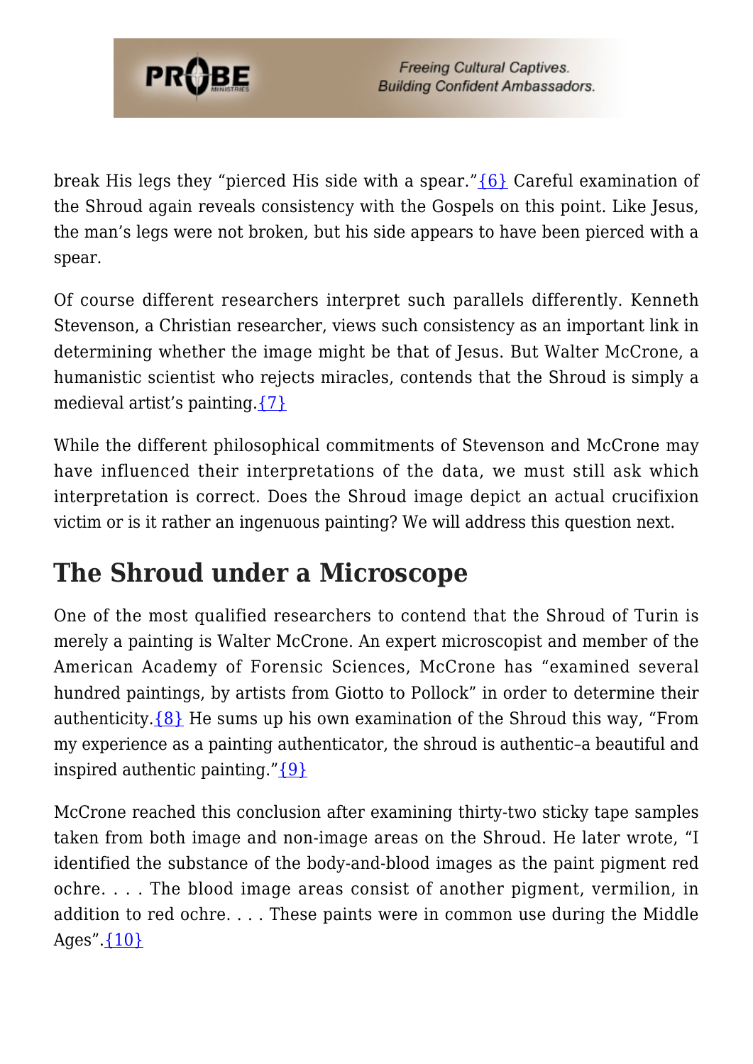break His legs they "pierced His side with a spear."{6} Careful examination of the Shroud again reveals consistency with the Gospels on this point. Like Jesus, the man's legs were not broken, but his side appears to have been pierced with a spear.

Of course different researchers interpret such parallels differently. Kenneth Stevenson, a Christian researcher, views such consistency as an important link in determining whether the image might be that of Jesus. But Walter McCrone, a humanistic scientist who rejects miracles, contends that the Shroud is simply a medieval artist's painting.{7}

While the different philosophical commitments of Stevenson and McCrone may have influenced their interpretations of the data, we must still ask which interpretation is correct. Does the Shroud image depict an actual crucifixion victim or is it rather an ingenuous painting? We will address this question next.

## The Shroud under a Microscope

One of the most qualified researchers to contend that the Shroud of Turin is merely a painting is Walter McCrone. An expert microscopist and member of the American Academy of Forensic Sciences, McCrone has "examined several hundred paintings, by artists from Giotto to Pollock" in order to determine their authenticity.{8} He sums up his own examination of the Shroud this way, "From my experience as a painting authenticator, the shroud is authentic–a beautiful and inspired authentic painting."{9}

McCrone reached this conclusion after examining thirty-two sticky tape samples taken from both image and non-image areas on the Shroud. He later wrote, "I identified the substance of the body-and-blood images as the paint pigment red ochre. . . . The blood image areas consist of another pigment, vermilion, in addition to red ochre. . . . These paints were in common use during the Middle Ages".{10}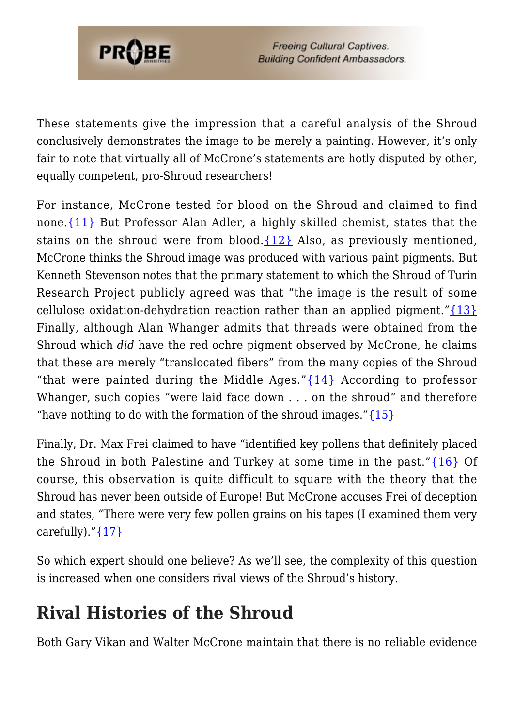These statements give the impression that a careful analysis of the Shroud conclusively demonstrates the image to be merely a painting. However, it's only fair to note that virtually all of McCrone's statements are hotly disputed by other, equally competent, pro-Shroud researchers!

For instance, McCrone tested for blood on the Shroud and claimed to find none.{11} But Professor Alan Adler, a highly skilled chemist, states that the stains on the shroud were from blood.{12} Also, as previously mentioned, McCrone thinks the Shroud image was produced with various paint pigments. But Kenneth Stevenson notes that the primary statement to which the Shroud of Turin Research Project publicly agreed was that "the image is the result of some cellulose oxidation-dehydration reaction rather than an applied pigment."{13} Finally, although Alan Whanger admits that threads were obtained from the Shroud which *did* have the red ochre pigment observed by McCrone, he claims that these are merely "translocated fibers" from the many copies of the Shroud "that were painted during the Middle Ages."{14} According to professor Whanger, such copies "were laid face down . . . on the shroud" and therefore "have nothing to do with the formation of the shroud images."{15}

Finally, Dr. Max Frei claimed to have "identified key pollens that definitely placed the Shroud in both Palestine and Turkey at some time in the past."{16} Of course, this observation is quite difficult to square with the theory that the Shroud has never been outside of Europe! But McCrone accuses Frei of deception and states, "There were very few pollen grains on his tapes (I examined them very carefully)."{17}

So which expert should one believe? As we'll see, the complexity of this question is increased when one considers rival views of the Shroud's history.

## Rival Histories of the Shroud

Both Gary Vikan and Walter McCrone maintain that there is no reliable evidence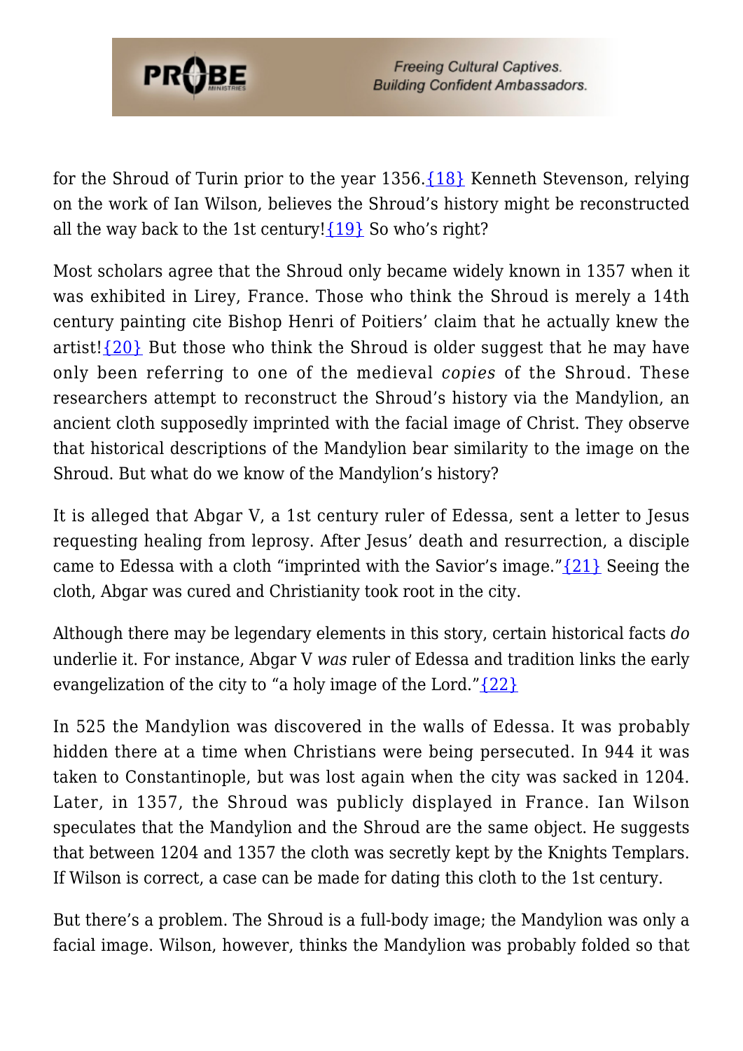for the Shroud of Turin prior to the year 1356.{18} Kenneth Stevenson, relying on the work of Ian Wilson, believes the Shroud's history might be reconstructed all the way back to the 1st century!{19} So who's right?

Most scholars agree that the Shroud only became widely known in 1357 when it was exhibited in Lirey, France. Those who think the Shroud is merely a 14th century painting cite Bishop Henri of Poitiers' claim that he actually knew the artist!{20} But those who think the Shroud is older suggest that he may have only been referring to one of the medieval *copies* of the Shroud. These researchers attempt to reconstruct the Shroud's history via the Mandylion, an ancient cloth supposedly imprinted with the facial image of Christ. They observe that historical descriptions of the Mandylion bear similarity to the image on the Shroud. But what do we know of the Mandylion's history?

It is alleged that Abgar V, a 1st century ruler of Edessa, sent a letter to Jesus requesting healing from leprosy. After Jesus' death and resurrection, a disciple came to Edessa with a cloth "imprinted with the Savior's image."{21} Seeing the cloth, Abgar was cured and Christianity took root in the city.

Although there may be legendary elements in this story, certain historical facts *do* underlie it. For instance, Abgar V *was* ruler of Edessa and tradition links the early evangelization of the city to "a holy image of the Lord."{22}

In 525 the Mandylion was discovered in the walls of Edessa. It was probably hidden there at a time when Christians were being persecuted. In 944 it was taken to Constantinople, but was lost again when the city was sacked in 1204. Later, in 1357, the Shroud was publicly displayed in France. Ian Wilson speculates that the Mandylion and the Shroud are the same object. He suggests that between 1204 and 1357 the cloth was secretly kept by the Knights Templars. If Wilson is correct, a case can be made for dating this cloth to the 1st century.

But there's a problem. The Shroud is a full-body image; the Mandylion was only a facial image. Wilson, however, thinks the Mandylion was probably folded so that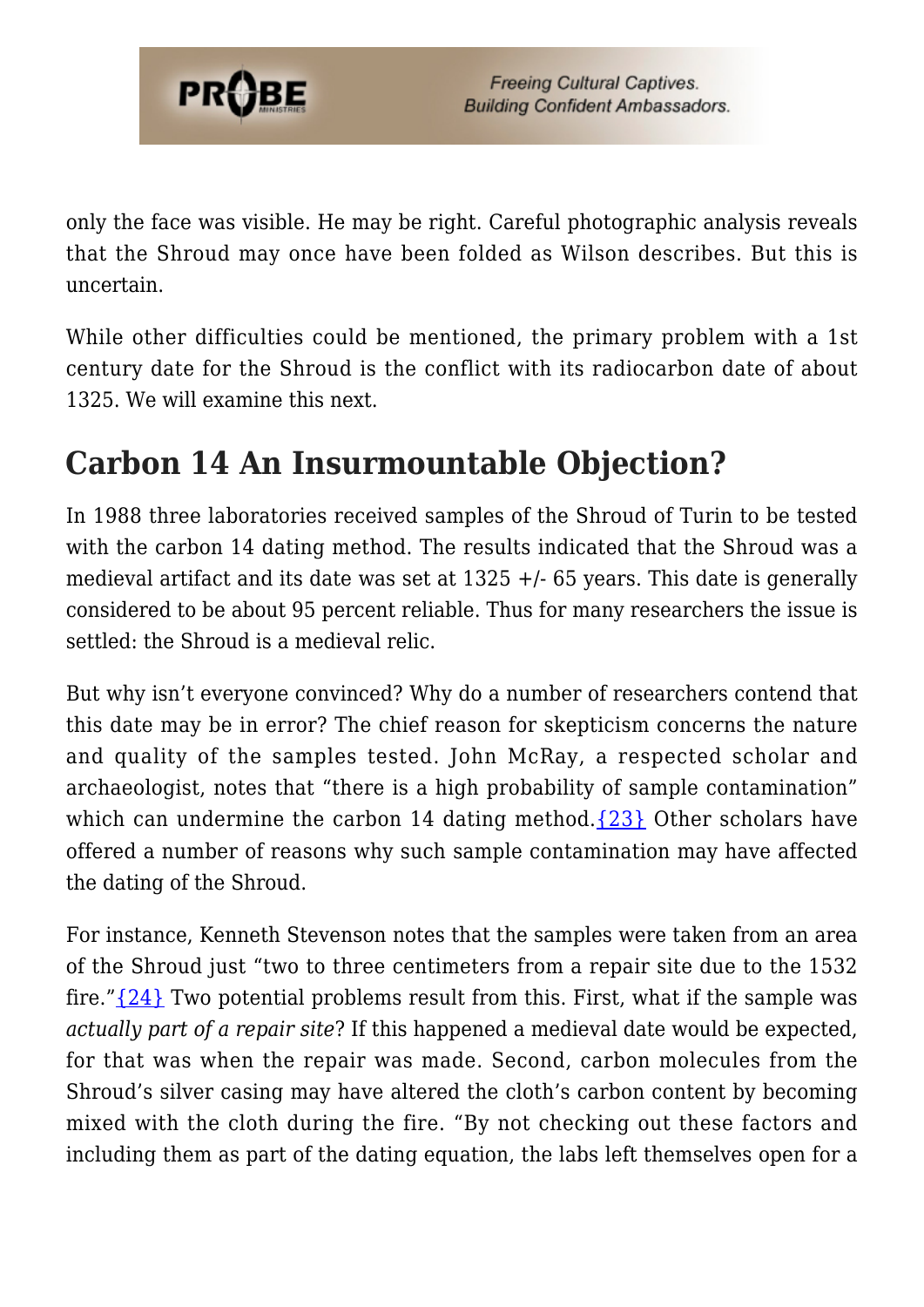only the face was visible. He may be right. Careful photographic analysis reveals that the Shroud may once have been folded as Wilson describes. But this is uncertain.

While other difficulties could be mentioned, the primary problem with a 1st century date for the Shroud is the conflict with its radiocarbon date of about 1325. We will examine this next.

## Carbon 14 An Insurmountable Objection?

In 1988 three laboratories received samples of the Shroud of Turin to be tested with the carbon 14 dating method. The results indicated that the Shroud was a medieval artifact and its date was set at 1325 +/- 65 years. This date is generally considered to be about 95 percent reliable. Thus for many researchers the issue is settled: the Shroud is a medieval relic.

But why isn't everyone convinced? Why do a number of researchers contend that this date may be in error? The chief reason for skepticism concerns the nature and quality of the samples tested. John McRay, a respected scholar and archaeologist, notes that "there is a high probability of sample contamination" which can undermine the carbon 14 dating method.{23} Other scholars have offered a number of reasons why such sample contamination may have affected the dating of the Shroud.

For instance, Kenneth Stevenson notes that the samples were taken from an area of the Shroud just "two to three centimeters from a repair site due to the 1532 fire."{24} Two potential problems result from this. First, what if the sample was *actually part of a repair site*? If this happened a medieval date would be expected, for that was when the repair was made. Second, carbon molecules from the Shroud's silver casing may have altered the cloth's carbon content by becoming mixed with the cloth during the fire. "By not checking out these factors and including them as part of the dating equation, the labs left themselves open for a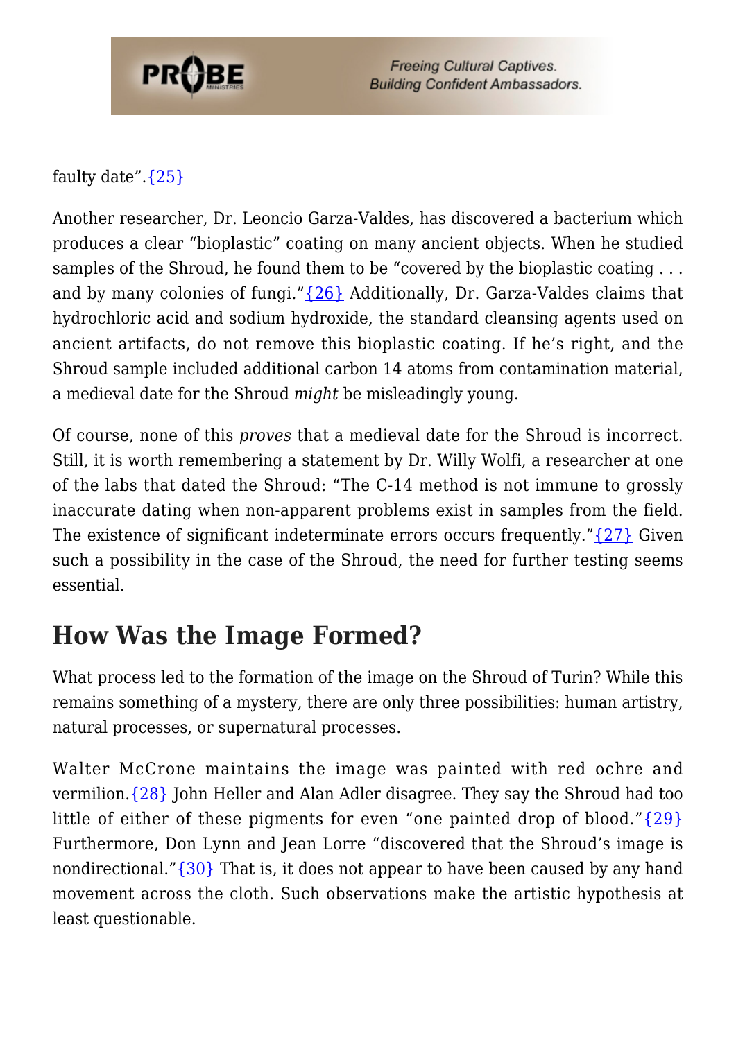faulty date”.{25}

Another researcher, Dr. Leoncio Garza-Valdes, has discovered a bacterium which produces a clear “bioplastic” coating on many ancient objects. When he studied samples of the Shroud, he found them to be “covered by the bioplastic coating . . . and by many colonies of fungi.”{26} Additionally, Dr. Garza-Valdes claims that hydrochloric acid and sodium hydroxide, the standard cleansing agents used on ancient artifacts, do not remove this bioplastic coating. If he’s right, and the Shroud sample included additional carbon 14 atoms from contamination material, a medieval date for the Shroud *might* be misleadingly young.

Of course, none of this *proves* that a medieval date for the Shroud is incorrect. Still, it is worth remembering a statement by Dr. Willy Wolfi, a researcher at one of the labs that dated the Shroud: “The C-14 method is not immune to grossly inaccurate dating when non-apparent problems exist in samples from the field. The existence of significant indeterminate errors occurs frequently.”{27} Given such a possibility in the case of the Shroud, the need for further testing seems essential.

## How Was the Image Formed?

What process led to the formation of the image on the Shroud of Turin? While this remains something of a mystery, there are only three possibilities: human artistry, natural processes, or supernatural processes.

Walter McCrone maintains the image was painted with red ochre and vermilion.{28} John Heller and Alan Adler disagree. They say the Shroud had too little of either of these pigments for even “one painted drop of blood.”{29} Furthermore, Don Lynn and Jean Lorre “discovered that the Shroud’s image is nondirectional.”{30} That is, it does not appear to have been caused by any hand movement across the cloth. Such observations make the artistic hypothesis at least questionable.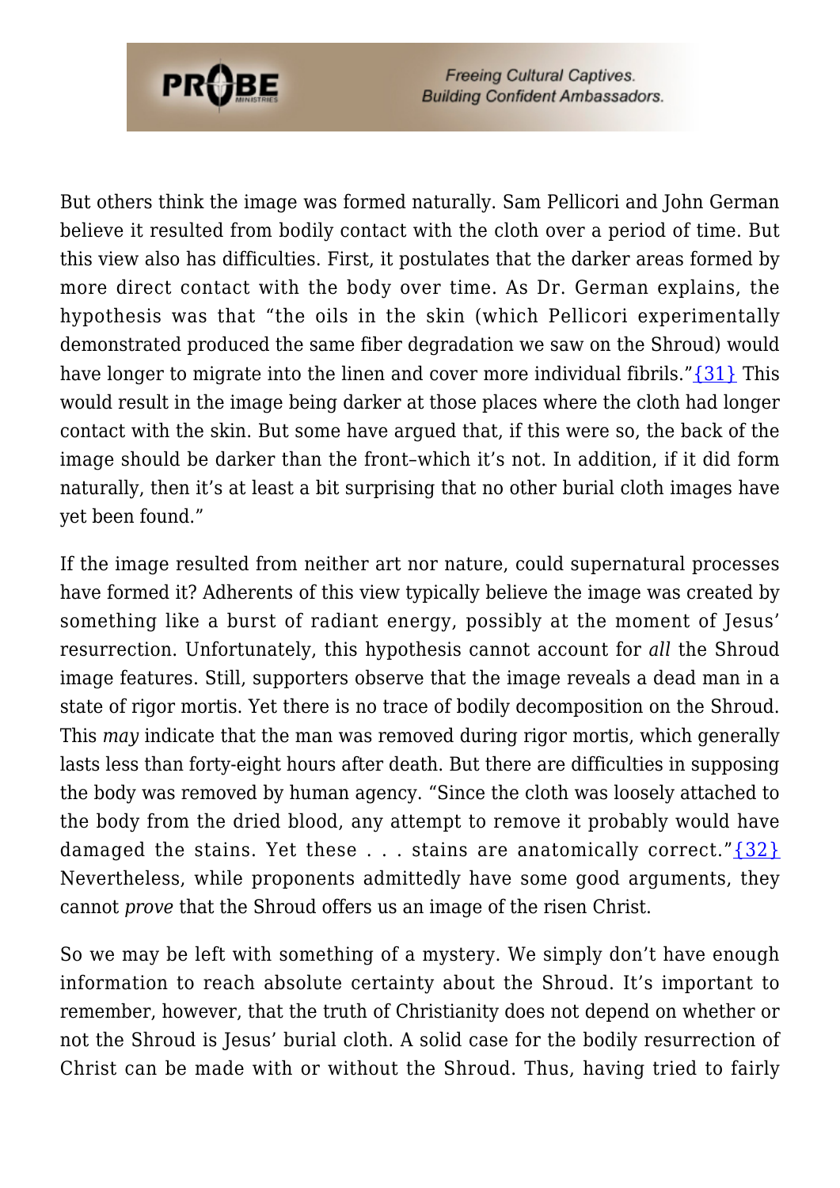But others think the image was formed naturally. Sam Pellicori and John German believe it resulted from bodily contact with the cloth over a period of time. But this view also has difficulties. First, it postulates that the darker areas formed by more direct contact with the body over time. As Dr. German explains, the hypothesis was that "the oils in the skin (which Pellicori experimentally demonstrated produced the same fiber degradation we saw on the Shroud) would have longer to migrate into the linen and cover more individual fibrils."{31} This would result in the image being darker at those places where the cloth had longer contact with the skin. But some have argued that, if this were so, the back of the image should be darker than the front–which it's not. In addition, if it did form naturally, then it's at least a bit surprising that no other burial cloth images have yet been found."

If the image resulted from neither art nor nature, could supernatural processes have formed it? Adherents of this view typically believe the image was created by something like a burst of radiant energy, possibly at the moment of Jesus' resurrection. Unfortunately, this hypothesis cannot account for *all* the Shroud image features. Still, supporters observe that the image reveals a dead man in a state of rigor mortis. Yet there is no trace of bodily decomposition on the Shroud. This *may* indicate that the man was removed during rigor mortis, which generally lasts less than forty-eight hours after death. But there are difficulties in supposing the body was removed by human agency. "Since the cloth was loosely attached to the body from the dried blood, any attempt to remove it probably would have damaged the stains. Yet these . . . stains are anatomically correct."{32} Nevertheless, while proponents admittedly have some good arguments, they cannot *prove* that the Shroud offers us an image of the risen Christ.

So we may be left with something of a mystery. We simply don't have enough information to reach absolute certainty about the Shroud. It's important to remember, however, that the truth of Christianity does not depend on whether or not the Shroud is Jesus' burial cloth. A solid case for the bodily resurrection of Christ can be made with or without the Shroud. Thus, having tried to fairly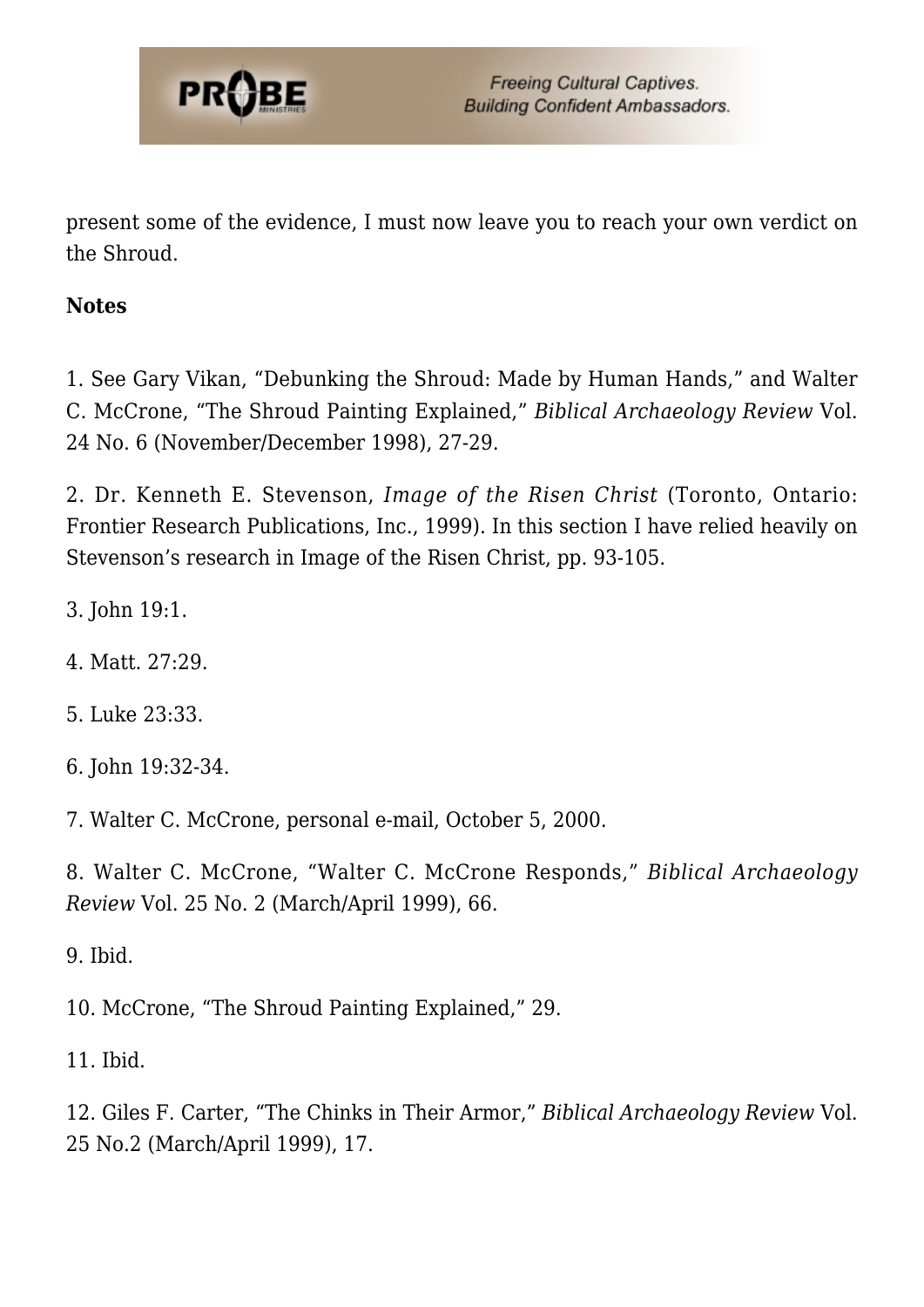present some of the evidence, I must now leave you to reach your own verdict on the Shroud.

**Notes**

1. See Gary Vikan, “Debunking the Shroud: Made by Human Hands,” and Walter C. McCrone, “The Shroud Painting Explained,” *Biblical Archaeology Review* Vol. 24 No. 6 (November/December 1998), 27-29.

2. Dr. Kenneth E. Stevenson, *Image of the Risen Christ* (Toronto, Ontario: Frontier Research Publications, Inc., 1999). In this section I have relied heavily on Stevenson’s research in Image of the Risen Christ, pp. 93-105.

3. John 19:1.

4. Matt. 27:29.

5. Luke 23:33.

6. John 19:32-34.

7. Walter C. McCrone, personal e-mail, October 5, 2000.

8. Walter C. McCrone, “Walter C. McCrone Responds,” *Biblical Archaeology Review* Vol. 25 No. 2 (March/April 1999), 66.

9. Ibid.

10. McCrone, “The Shroud Painting Explained,” 29.

11. Ibid.

12. Giles F. Carter, “The Chinks in Their Armor,” *Biblical Archaeology Review* Vol. 25 No.2 (March/April 1999), 17.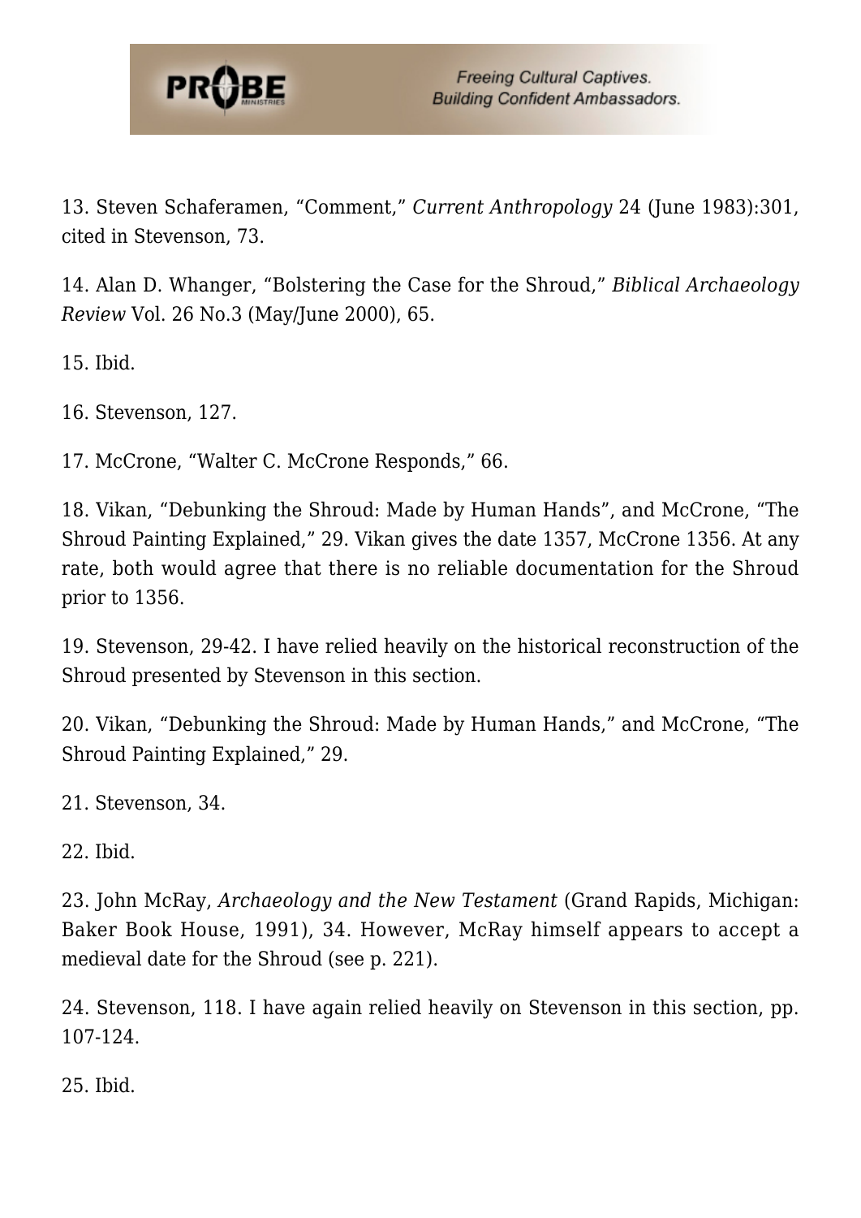13. Steven Schaferamen, "Comment," *Current Anthropology* 24 (June 1983):301, cited in Stevenson, 73.

14. Alan D. Whanger, "Bolstering the Case for the Shroud," *Biblical Archaeology Review* Vol. 26 No.3 (May/June 2000), 65.

15. Ibid.

16. Stevenson, 127.

17. McCrone, "Walter C. McCrone Responds," 66.

18. Vikan, "Debunking the Shroud: Made by Human Hands", and McCrone, "The Shroud Painting Explained," 29. Vikan gives the date 1357, McCrone 1356. At any rate, both would agree that there is no reliable documentation for the Shroud prior to 1356.

19. Stevenson, 29-42. I have relied heavily on the historical reconstruction of the Shroud presented by Stevenson in this section.

20. Vikan, "Debunking the Shroud: Made by Human Hands," and McCrone, "The Shroud Painting Explained," 29.

21. Stevenson, 34.

22. Ibid.

23. John McRay, *Archaeology and the New Testament* (Grand Rapids, Michigan: Baker Book House, 1991), 34. However, McRay himself appears to accept a medieval date for the Shroud (see p. 221).

24. Stevenson, 118. I have again relied heavily on Stevenson in this section, pp. 107-124.

25. Ibid.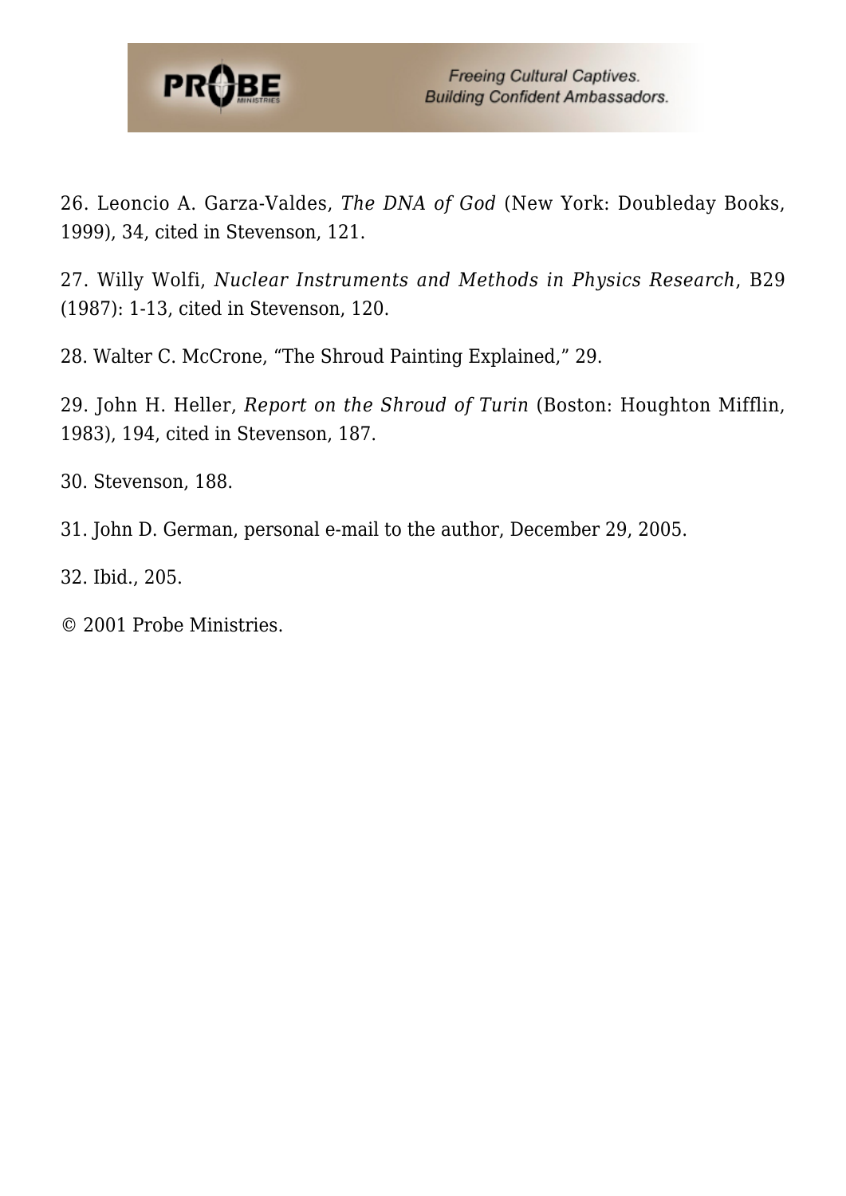26. Leoncio A. Garza-Valdes, *The DNA of God* (New York: Doubleday Books, 1999), 34, cited in Stevenson, 121.

27. Willy Wolfi, *Nuclear Instruments and Methods in Physics Research*, B29 (1987): 1-13, cited in Stevenson, 120.

28. Walter C. McCrone, "The Shroud Painting Explained," 29.

29. John H. Heller, *Report on the Shroud of Turin* (Boston: Houghton Mifflin, 1983), 194, cited in Stevenson, 187.

30. Stevenson, 188.

31. John D. German, personal e-mail to the author, December 29, 2005.

32. Ibid., 205.

© 2001 Probe Ministries.